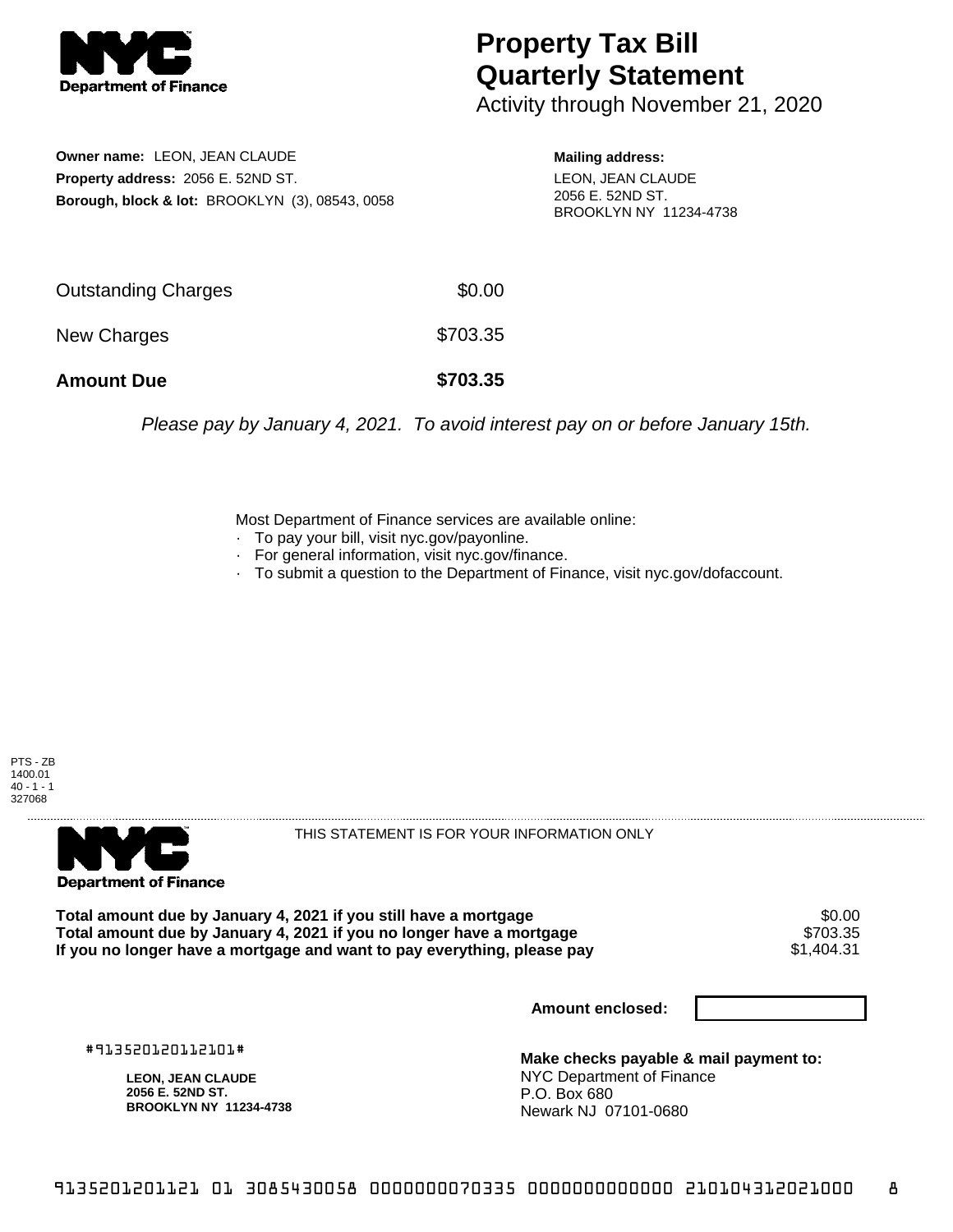# Property Tax Bill Quarterly Statement

Activity through November 21, 2020

**Owner name:** LEON, JEAN CLAUDE
**Property address:** 2056 E. 52ND ST.
**Borough, block & lot:** BROOKLYN (3), 08543, 0058

**Mailing address:**
LEON, JEAN CLAUDE
2056 E. 52ND ST.
BROOKLYN NY 11234-4738

| | |
|---|---|
| Outstanding Charges | $0.00 |
| New Charges | $703.35 |
| **Amount Due** | **$703.35** |

*Please pay by January 4, 2021. To avoid interest pay on or before January 15th.*

Most Department of Finance services are available online:
- To pay your bill, visit nyc.gov/payonline.
- For general information, visit nyc.gov/finance.
- To submit a question to the Department of Finance, visit nyc.gov/dofaccount.

PTS - ZB
1400.01
40 - 1 - 1
327068

THIS STATEMENT IS FOR YOUR INFORMATION ONLY

| | |
|---|---|
| **Total amount due by January 4, 2021 if you still have a mortgage** | $0.00 |
| **Total amount due by January 4, 2021 if you no longer have a mortgage** | $703.35 |
| **If you no longer have a mortgage and want to pay everything, please pay** | $1,404.31 |

**Amount enclosed:**

#913520120112101#

**LEON, JEAN CLAUDE**
**2056 E. 52ND ST.**
**BROOKLYN NY 11234-4738**

**Make checks payable & mail payment to:**
NYC Department of Finance
P.O. Box 680
Newark NJ 07101-0680

9135201201121 01 3085430058 0000000070335 0000000000000 210104312021000 8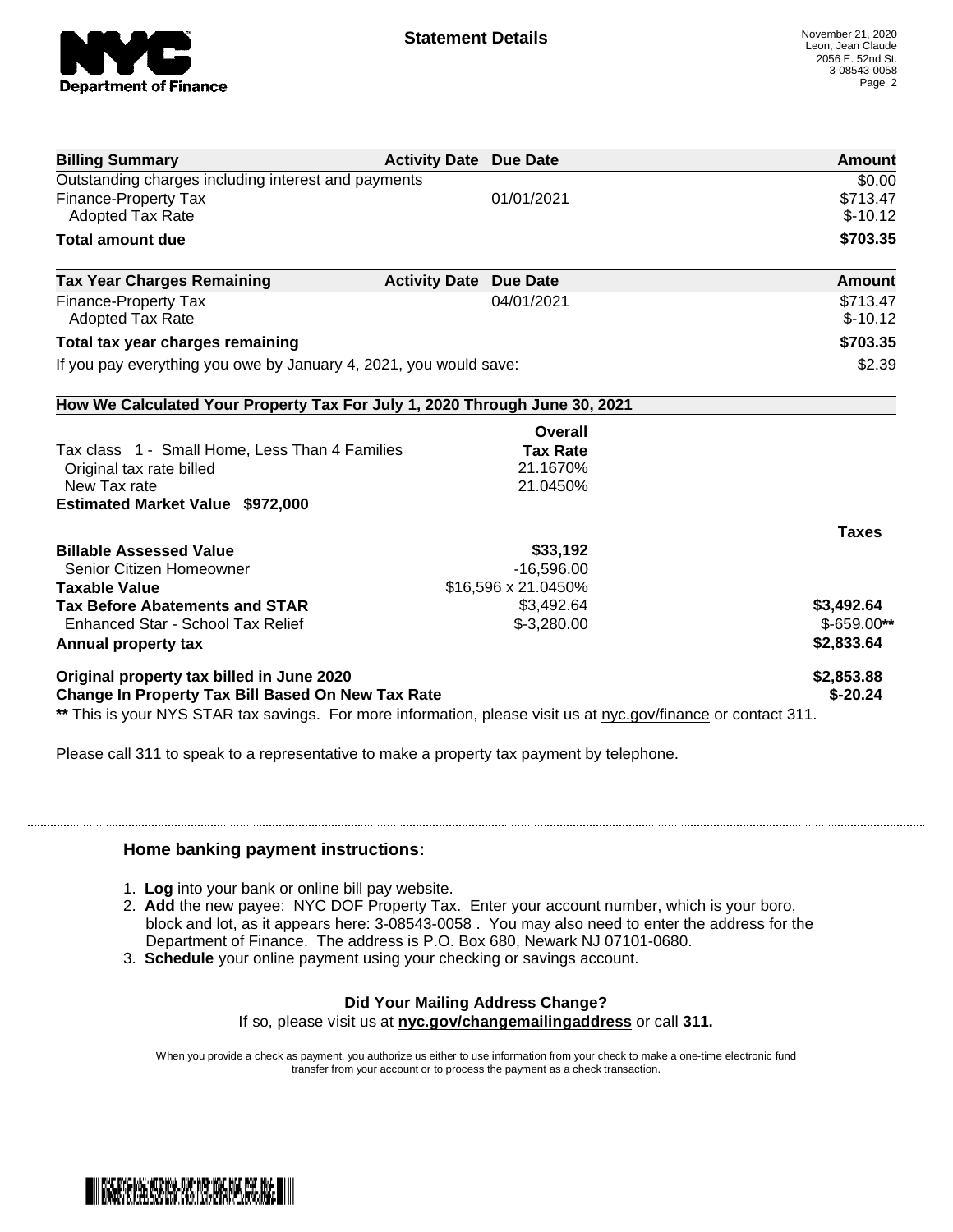# Statement Details

November 21, 2020
Leon, Jean Claude
2056 E. 52nd St.
3-08543-0058

| Billing Summary | Activity Date | Due Date | Amount |
|---|---|---|---|
| Outstanding charges including interest and payments | | | $0.00 |
| Finance-Property Tax | | 01/01/2021 | $713.47 |
| Adopted Tax Rate | | | $-10.12 |
| **Total amount due** | | | **$703.35** |

| Tax Year Charges Remaining | Activity Date | Due Date | Amount |
|---|---|---|---|
| Finance-Property Tax | | 04/01/2021 | $713.47 |
| Adopted Tax Rate | | | $-10.12 |
| **Total tax year charges remaining** | | | **$703.35** |
| If you pay everything you owe by January 4, 2021, you would save: | | | $2.39 |

**How We Calculated Your Property Tax For July 1, 2020 Through June 30, 2021**

| | Overall Tax Rate | |
|---|---|---|
| Tax class 1 - Small Home, Less Than 4 Families | | |
| Original tax rate billed | 21.1670% | |
| New Tax rate | 21.0450% | |
| **Estimated Market Value $972,000** | | |

| | | Taxes |
|---|---|---|
| **Billable Assessed Value** | **$33,192** | |
| Senior Citizen Homeowner | -16,596.00 | |
| **Taxable Value** | $16,596 x 21.0450% | |
| **Tax Before Abatements and STAR** | $3,492.64 | **$3,492.64** |
| Enhanced Star - School Tax Relief | $-3,280.00 | $-659.00** |
| **Annual property tax** | | **$2,833.64** |
| **Original property tax billed in June 2020** | | **$2,853.88** |
| **Change In Property Tax Bill Based On New Tax Rate** | | **$-20.24** |

** This is your NYS STAR tax savings. For more information, please visit us at nyc.gov/finance or contact 311.

Please call 311 to speak to a representative to make a property tax payment by telephone.

### Home banking payment instructions:

1. **Log** into your bank or online bill pay website.
2. **Add** the new payee: NYC DOF Property Tax. Enter your account number, which is your boro, block and lot, as it appears here: 3-08543-0058 . You may also need to enter the address for the Department of Finance. The address is P.O. Box 680, Newark NJ 07101-0680.
3. **Schedule** your online payment using your checking or savings account.

**Did Your Mailing Address Change?**
If so, please visit us at **nyc.gov/changemailingaddress** or call **311.**

When you provide a check as payment, you authorize us either to use information from your check to make a one-time electronic fund transfer from your account or to process the payment as a check transaction.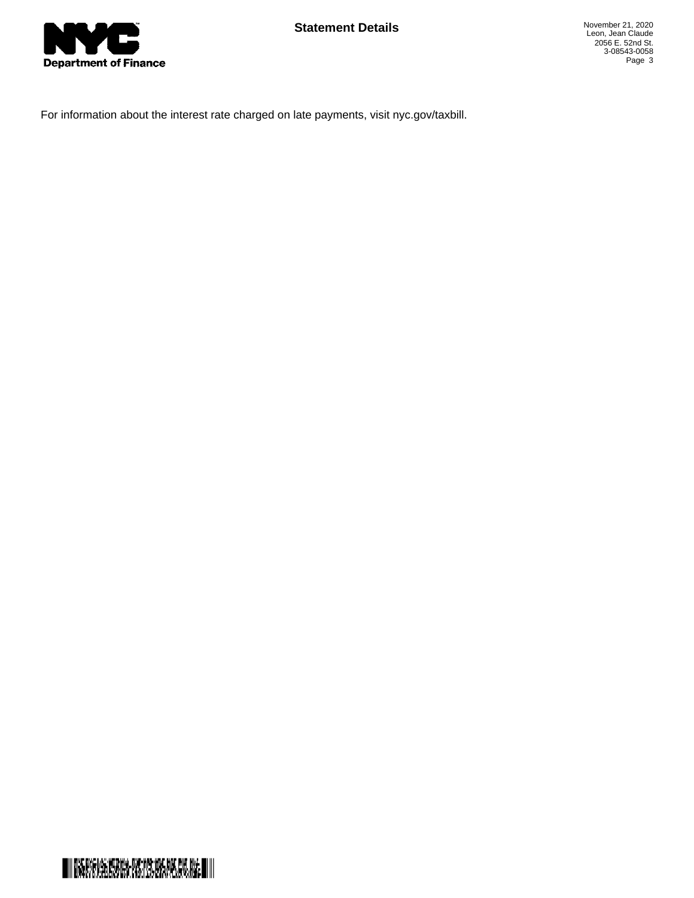For information about the interest rate charged on late payments, visit nyc.gov/taxbill.